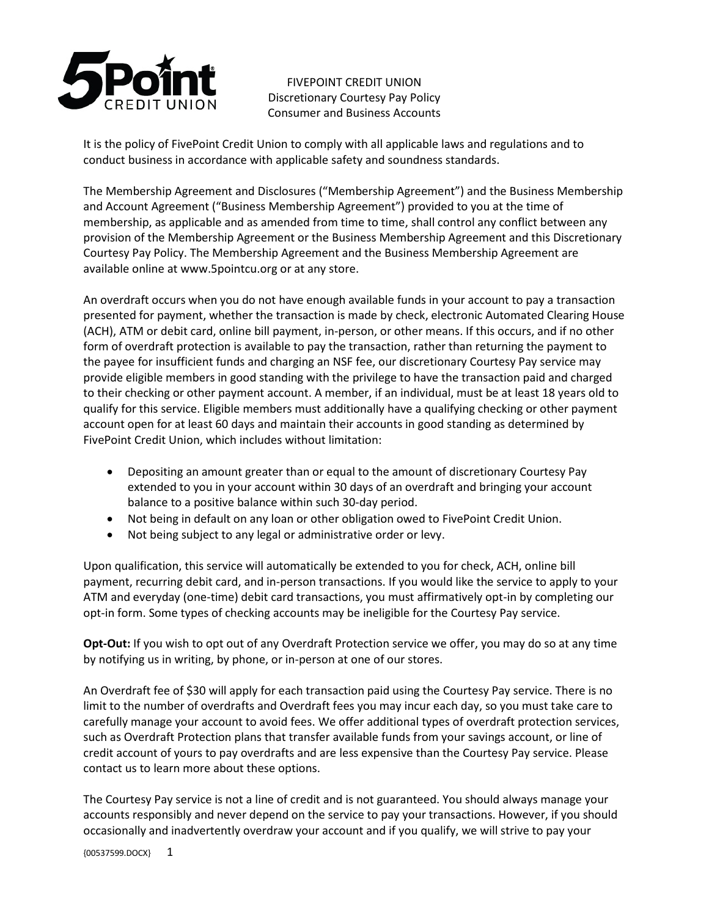# FIVEPOINT CREDIT UNION
## Discretionary Courtesy Pay Policy
## Consumer and Business Accounts

It is the policy of FivePoint Credit Union to comply with all applicable laws and regulations and to conduct business in accordance with applicable safety and soundness standards.

The Membership Agreement and Disclosures ("Membership Agreement") and the Business Membership and Account Agreement ("Business Membership Agreement") provided to you at the time of membership, as applicable and as amended from time to time, shall control any conflict between any provision of the Membership Agreement or the Business Membership Agreement and this Discretionary Courtesy Pay Policy. The Membership Agreement and the Business Membership Agreement are available online at www.5pointcu.org or at any store.

An overdraft occurs when you do not have enough available funds in your account to pay a transaction presented for payment, whether the transaction is made by check, electronic Automated Clearing House (ACH), ATM or debit card, online bill payment, in-person, or other means. If this occurs, and if no other form of overdraft protection is available to pay the transaction, rather than returning the payment to the payee for insufficient funds and charging an NSF fee, our discretionary Courtesy Pay service may provide eligible members in good standing with the privilege to have the transaction paid and charged to their checking or other payment account. A member, if an individual, must be at least 18 years old to qualify for this service. Eligible members must additionally have a qualifying checking or other payment account open for at least 60 days and maintain their accounts in good standing as determined by FivePoint Credit Union, which includes without limitation:

- Depositing an amount greater than or equal to the amount of discretionary Courtesy Pay extended to you in your account within 30 days of an overdraft and bringing your account balance to a positive balance within such 30-day period.
- Not being in default on any loan or other obligation owed to FivePoint Credit Union.
- Not being subject to any legal or administrative order or levy.

Upon qualification, this service will automatically be extended to you for check, ACH, online bill payment, recurring debit card, and in-person transactions. If you would like the service to apply to your ATM and everyday (one-time) debit card transactions, you must affirmatively opt-in by completing our opt-in form. Some types of checking accounts may be ineligible for the Courtesy Pay service.

**Opt-Out:** If you wish to opt out of any Overdraft Protection service we offer, you may do so at any time by notifying us in writing, by phone, or in-person at one of our stores.

An Overdraft fee of $30 will apply for each transaction paid using the Courtesy Pay service. There is no limit to the number of overdrafts and Overdraft fees you may incur each day, so you must take care to carefully manage your account to avoid fees. We offer additional types of overdraft protection services, such as Overdraft Protection plans that transfer available funds from your savings account, or line of credit account of yours to pay overdrafts and are less expensive than the Courtesy Pay service. Please contact us to learn more about these options.

The Courtesy Pay service is not a line of credit and is not guaranteed. You should always manage your accounts responsibly and never depend on the service to pay your transactions. However, if you should occasionally and inadvertently overdraw your account and if you qualify, we will strive to pay your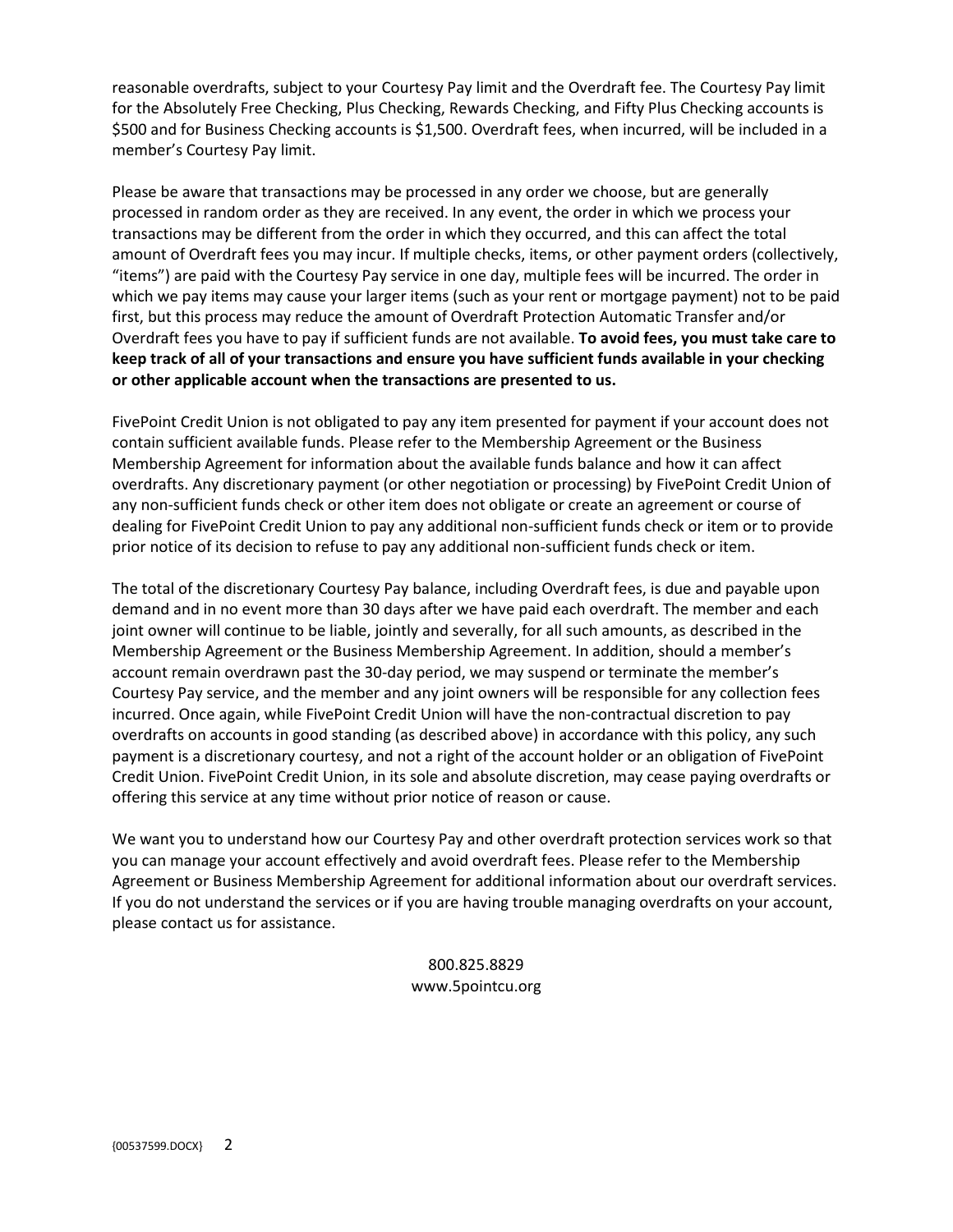reasonable overdrafts, subject to your Courtesy Pay limit and the Overdraft fee. The Courtesy Pay limit for the Absolutely Free Checking, Plus Checking, Rewards Checking, and Fifty Plus Checking accounts is $500 and for Business Checking accounts is $1,500. Overdraft fees, when incurred, will be included in a member's Courtesy Pay limit.

Please be aware that transactions may be processed in any order we choose, but are generally processed in random order as they are received. In any event, the order in which we process your transactions may be different from the order in which they occurred, and this can affect the total amount of Overdraft fees you may incur. If multiple checks, items, or other payment orders (collectively, "items") are paid with the Courtesy Pay service in one day, multiple fees will be incurred. The order in which we pay items may cause your larger items (such as your rent or mortgage payment) not to be paid first, but this process may reduce the amount of Overdraft Protection Automatic Transfer and/or Overdraft fees you have to pay if sufficient funds are not available. **To avoid fees, you must take care to keep track of all of your transactions and ensure you have sufficient funds available in your checking or other applicable account when the transactions are presented to us.**

FivePoint Credit Union is not obligated to pay any item presented for payment if your account does not contain sufficient available funds. Please refer to the Membership Agreement or the Business Membership Agreement for information about the available funds balance and how it can affect overdrafts. Any discretionary payment (or other negotiation or processing) by FivePoint Credit Union of any non-sufficient funds check or other item does not obligate or create an agreement or course of dealing for FivePoint Credit Union to pay any additional non-sufficient funds check or item or to provide prior notice of its decision to refuse to pay any additional non-sufficient funds check or item.

The total of the discretionary Courtesy Pay balance, including Overdraft fees, is due and payable upon demand and in no event more than 30 days after we have paid each overdraft. The member and each joint owner will continue to be liable, jointly and severally, for all such amounts, as described in the Membership Agreement or the Business Membership Agreement. In addition, should a member's account remain overdrawn past the 30-day period, we may suspend or terminate the member's Courtesy Pay service, and the member and any joint owners will be responsible for any collection fees incurred. Once again, while FivePoint Credit Union will have the non-contractual discretion to pay overdrafts on accounts in good standing (as described above) in accordance with this policy, any such payment is a discretionary courtesy, and not a right of the account holder or an obligation of FivePoint Credit Union. FivePoint Credit Union, in its sole and absolute discretion, may cease paying overdrafts or offering this service at any time without prior notice of reason or cause.

We want you to understand how our Courtesy Pay and other overdraft protection services work so that you can manage your account effectively and avoid overdraft fees. Please refer to the Membership Agreement or Business Membership Agreement for additional information about our overdraft services. If you do not understand the services or if you are having trouble managing overdrafts on your account, please contact us for assistance.

800.825.8829
www.5pointcu.org

{00537599.DOCX}